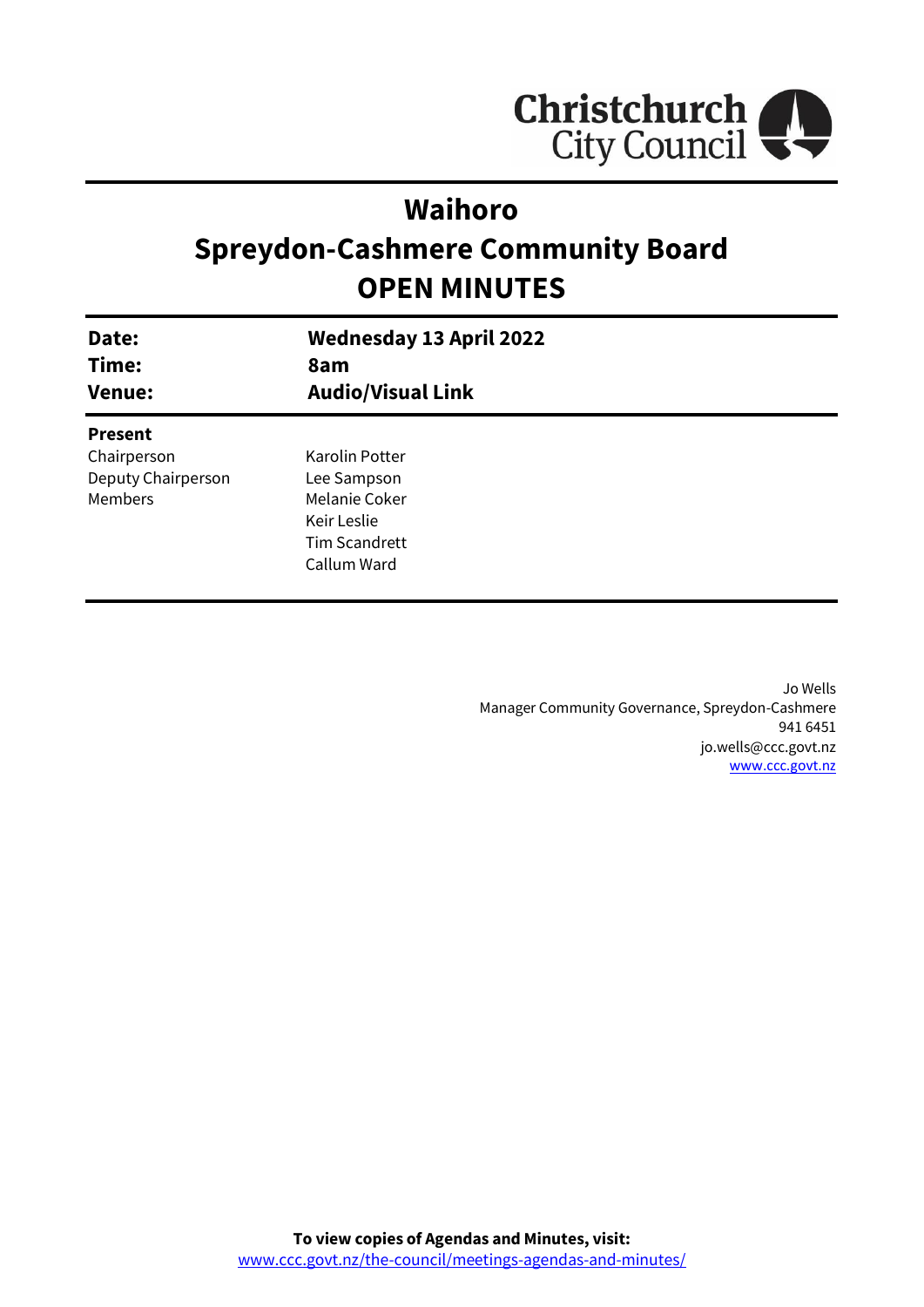Christchurch City Council

# Waihoro
# Spreydon-Cashmere Community Board
# OPEN MINUTES

| | |
|---|---|
| **Date:** | **Wednesday 13 April 2022** |
| **Time:** | **8am** |
| **Venue:** | **Audio/Visual Link** |

**Present**

| | |
|---|---|
| Chairperson | Karolin Potter |
| Deputy Chairperson | Lee Sampson |
| Members | Melanie Coker |
| | Keir Leslie |
| | Tim Scandrett |
| | Callum Ward |

Jo Wells
Manager Community Governance, Spreydon-Cashmere
941 6451
jo.wells@ccc.govt.nz
www.ccc.govt.nz

**To view copies of Agendas and Minutes, visit:**
www.ccc.govt.nz/the-council/meetings-agendas-and-minutes/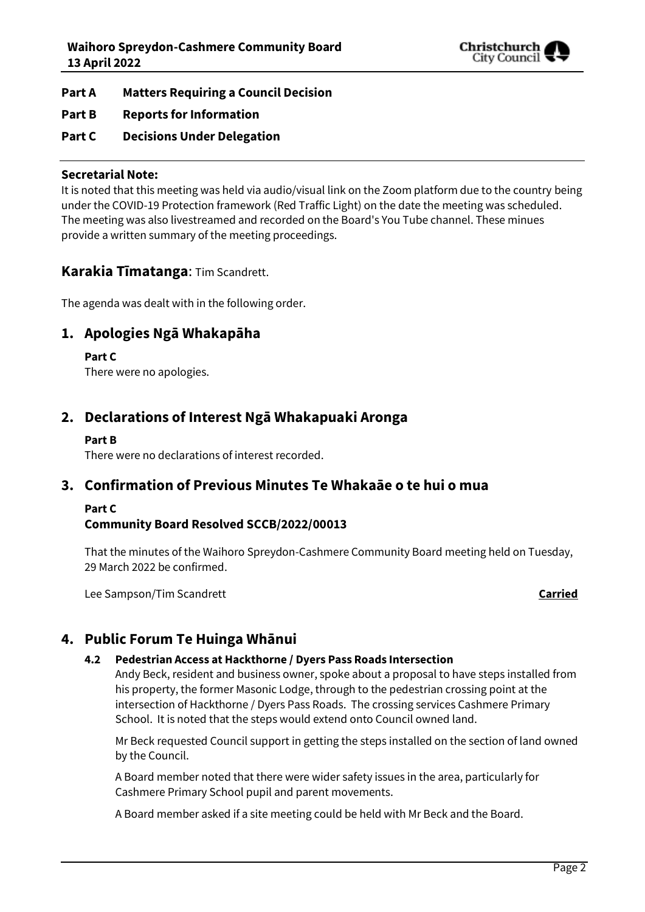**Part A Matters Requiring a Council Decision**

**Part B Reports for Information**

**Part C Decisions Under Delegation**

---

**Secretarial Note:**
It is noted that this meeting was held via audio/visual link on the Zoom platform due to the country being under the COVID-19 Protection framework (Red Traffic Light) on the date the meeting was scheduled. The meeting was also livestreamed and recorded on the Board's You Tube channel. These minues provide a written summary of the meeting proceedings.

## Karakia Tīmatanga: Tim Scandrett.

The agenda was dealt with in the following order.

## 1. Apologies Ngā Whakapāha

**Part C**
There were no apologies.

## 2. Declarations of Interest Ngā Whakapuaki Aronga

**Part B**
There were no declarations of interest recorded.

## 3. Confirmation of Previous Minutes Te Whakaāe o te hui o mua

**Part C**
**Community Board Resolved SCCB/2022/00013**

That the minutes of the Waihoro Spreydon-Cashmere Community Board meeting held on Tuesday, 29 March 2022 be confirmed.

Lee Sampson/Tim Scandrett **Carried**

## 4. Public Forum Te Huinga Whānui

### 4.2 Pedestrian Access at Hackthorne / Dyers Pass Roads Intersection

Andy Beck, resident and business owner, spoke about a proposal to have steps installed from his property, the former Masonic Lodge, through to the pedestrian crossing point at the intersection of Hackthorne / Dyers Pass Roads. The crossing services Cashmere Primary School. It is noted that the steps would extend onto Council owned land.

Mr Beck requested Council support in getting the steps installed on the section of land owned by the Council.

A Board member noted that there were wider safety issues in the area, particularly for Cashmere Primary School pupil and parent movements.

A Board member asked if a site meeting could be held with Mr Beck and the Board.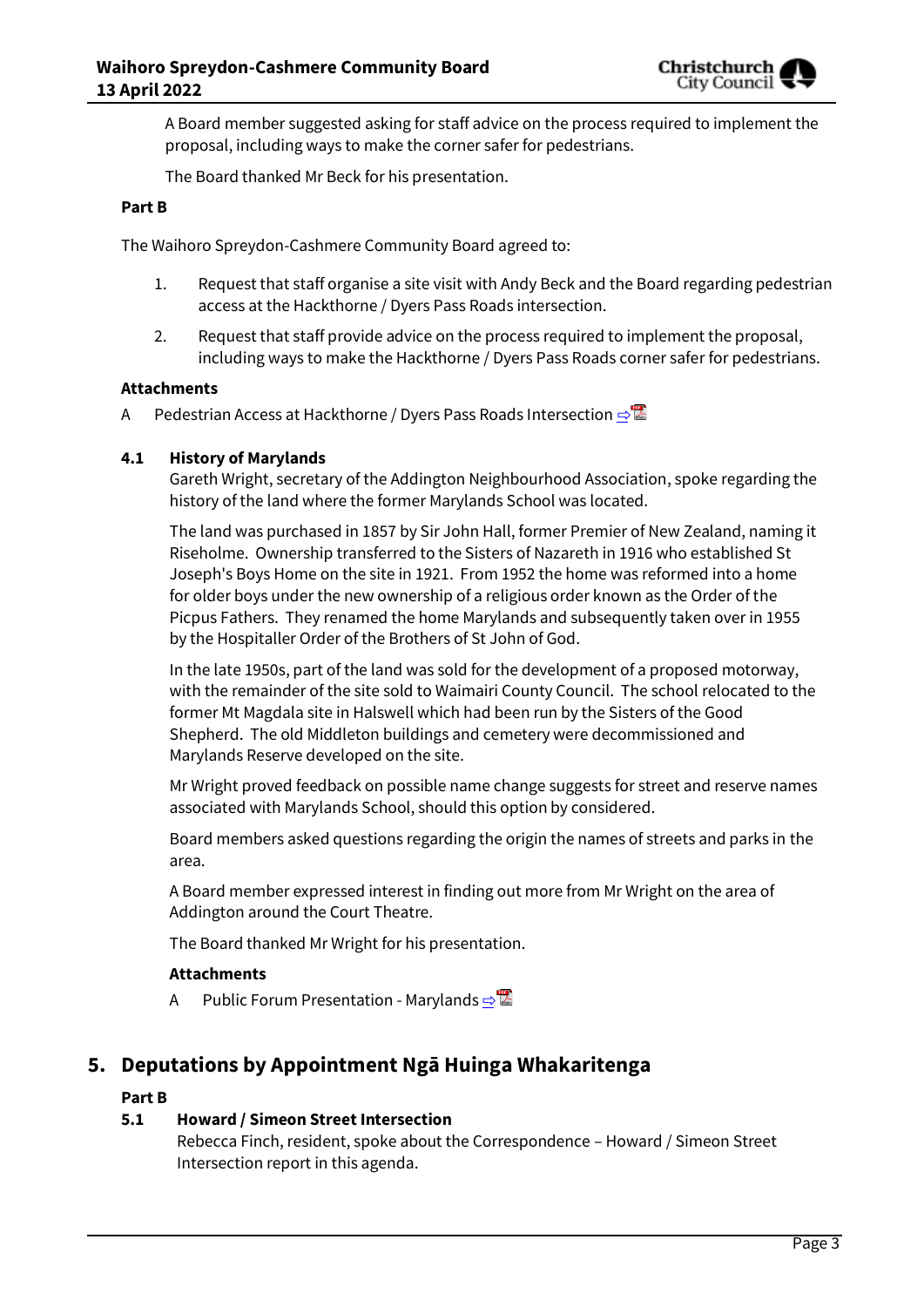A Board member suggested asking for staff advice on the process required to implement the proposal, including ways to make the corner safer for pedestrians.

The Board thanked Mr Beck for his presentation.

**Part B**

The Waihoro Spreydon-Cashmere Community Board agreed to:

1. Request that staff organise a site visit with Andy Beck and the Board regarding pedestrian access at the Hackthorne / Dyers Pass Roads intersection.
2. Request that staff provide advice on the process required to implement the proposal, including ways to make the Hackthorne / Dyers Pass Roads corner safer for pedestrians.

**Attachments**

A Pedestrian Access at Hackthorne / Dyers Pass Roads Intersection ⇨

### 4.1 History of Marylands

Gareth Wright, secretary of the Addington Neighbourhood Association, spoke regarding the history of the land where the former Marylands School was located.

The land was purchased in 1857 by Sir John Hall, former Premier of New Zealand, naming it Riseholme. Ownership transferred to the Sisters of Nazareth in 1916 who established St Joseph's Boys Home on the site in 1921. From 1952 the home was reformed into a home for older boys under the new ownership of a religious order known as the Order of the Picpus Fathers. They renamed the home Marylands and subsequently taken over in 1955 by the Hospitaller Order of the Brothers of St John of God.

In the late 1950s, part of the land was sold for the development of a proposed motorway, with the remainder of the site sold to Waimairi County Council. The school relocated to the former Mt Magdala site in Halswell which had been run by the Sisters of the Good Shepherd. The old Middleton buildings and cemetery were decommissioned and Marylands Reserve developed on the site.

Mr Wright proved feedback on possible name change suggests for street and reserve names associated with Marylands School, should this option by considered.

Board members asked questions regarding the origin the names of streets and parks in the area.

A Board member expressed interest in finding out more from Mr Wright on the area of Addington around the Court Theatre.

The Board thanked Mr Wright for his presentation.

**Attachments**

A Public Forum Presentation - Marylands ⇨

## 5. Deputations by Appointment Ngā Huinga Whakaritenga

**Part B**

### 5.1 Howard / Simeon Street Intersection

Rebecca Finch, resident, spoke about the Correspondence – Howard / Simeon Street Intersection report in this agenda.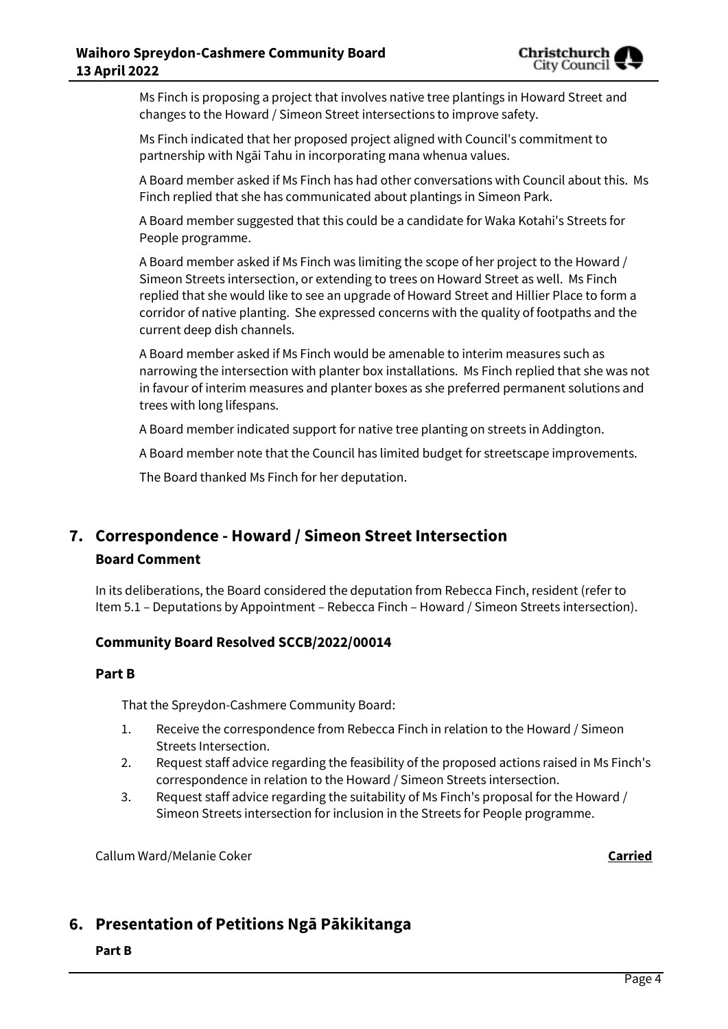Ms Finch is proposing a project that involves native tree plantings in Howard Street and changes to the Howard / Simeon Street intersections to improve safety.

Ms Finch indicated that her proposed project aligned with Council's commitment to partnership with Ngāi Tahu in incorporating mana whenua values.

A Board member asked if Ms Finch has had other conversations with Council about this. Ms Finch replied that she has communicated about plantings in Simeon Park.

A Board member suggested that this could be a candidate for Waka Kotahi's Streets for People programme.

A Board member asked if Ms Finch was limiting the scope of her project to the Howard / Simeon Streets intersection, or extending to trees on Howard Street as well. Ms Finch replied that she would like to see an upgrade of Howard Street and Hillier Place to form a corridor of native planting. She expressed concerns with the quality of footpaths and the current deep dish channels.

A Board member asked if Ms Finch would be amenable to interim measures such as narrowing the intersection with planter box installations. Ms Finch replied that she was not in favour of interim measures and planter boxes as she preferred permanent solutions and trees with long lifespans.

A Board member indicated support for native tree planting on streets in Addington.

A Board member note that the Council has limited budget for streetscape improvements.

The Board thanked Ms Finch for her deputation.

## 7. Correspondence - Howard / Simeon Street Intersection

### Board Comment

In its deliberations, the Board considered the deputation from Rebecca Finch, resident (refer to Item 5.1 – Deputations by Appointment – Rebecca Finch – Howard / Simeon Streets intersection).

### Community Board Resolved SCCB/2022/00014

#### Part B

That the Spreydon-Cashmere Community Board:

1. Receive the correspondence from Rebecca Finch in relation to the Howard / Simeon Streets Intersection.
2. Request staff advice regarding the feasibility of the proposed actions raised in Ms Finch's correspondence in relation to the Howard / Simeon Streets intersection.
3. Request staff advice regarding the suitability of Ms Finch's proposal for the Howard / Simeon Streets intersection for inclusion in the Streets for People programme.

Callum Ward/Melanie Coker **Carried**

## 6. Presentation of Petitions Ngā Pākikitanga

**Part B**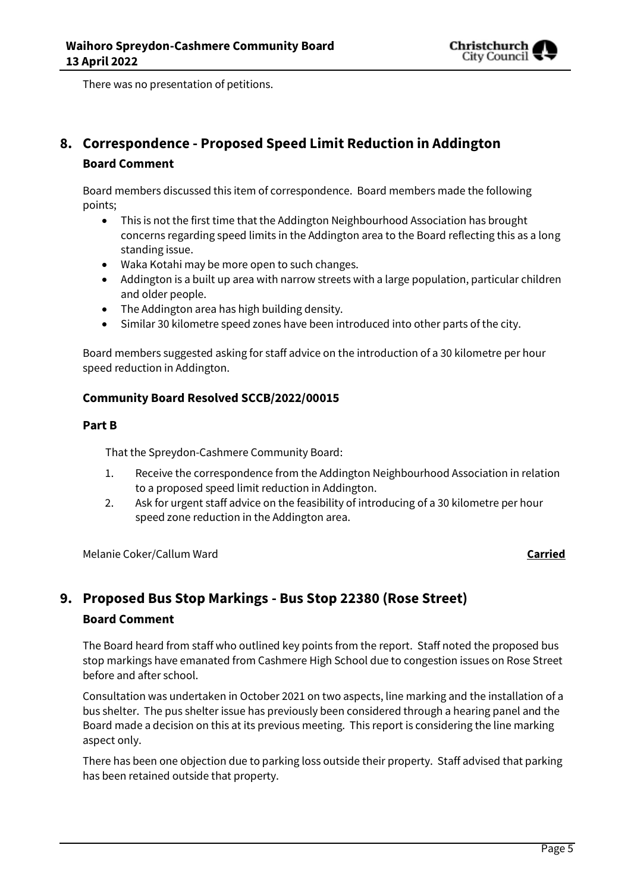There was no presentation of petitions.

## 8. Correspondence - Proposed Speed Limit Reduction in Addington

### Board Comment

Board members discussed this item of correspondence. Board members made the following points;

- This is not the first time that the Addington Neighbourhood Association has brought concerns regarding speed limits in the Addington area to the Board reflecting this as a long standing issue.
- Waka Kotahi may be more open to such changes.
- Addington is a built up area with narrow streets with a large population, particular children and older people.
- The Addington area has high building density.
- Similar 30 kilometre speed zones have been introduced into other parts of the city.

Board members suggested asking for staff advice on the introduction of a 30 kilometre per hour speed reduction in Addington.

### Community Board Resolved SCCB/2022/00015

### Part B

That the Spreydon-Cashmere Community Board:

1. Receive the correspondence from the Addington Neighbourhood Association in relation to a proposed speed limit reduction in Addington.
2. Ask for urgent staff advice on the feasibility of introducing of a 30 kilometre per hour speed zone reduction in the Addington area.

Melanie Coker/Callum Ward **Carried**

## 9. Proposed Bus Stop Markings - Bus Stop 22380 (Rose Street)

### Board Comment

The Board heard from staff who outlined key points from the report. Staff noted the proposed bus stop markings have emanated from Cashmere High School due to congestion issues on Rose Street before and after school.

Consultation was undertaken in October 2021 on two aspects, line marking and the installation of a bus shelter. The pus shelter issue has previously been considered through a hearing panel and the Board made a decision on this at its previous meeting. This report is considering the line marking aspect only.

There has been one objection due to parking loss outside their property. Staff advised that parking has been retained outside that property.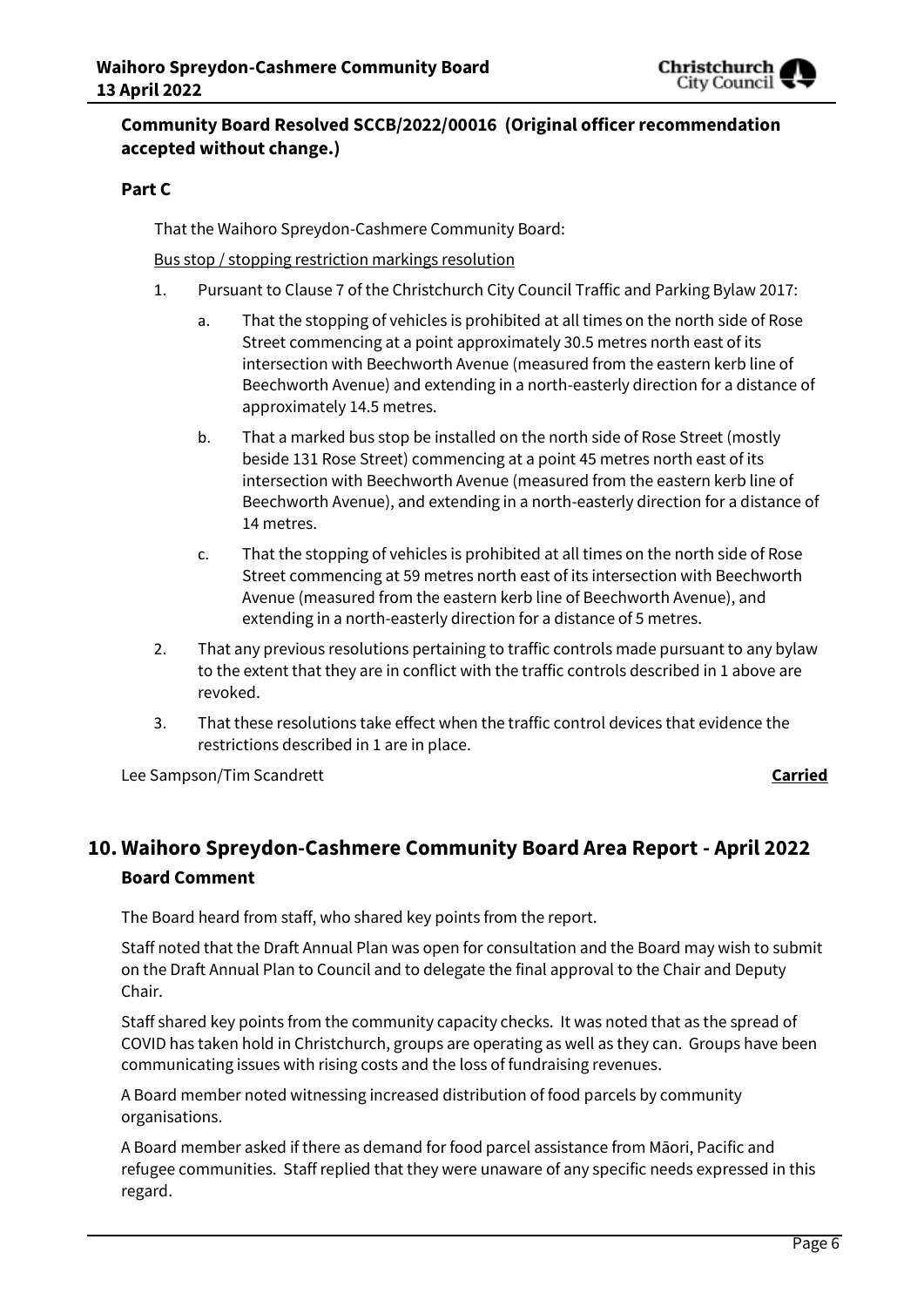**Community Board Resolved SCCB/2022/00016 (Original officer recommendation accepted without change.)**

**Part C**

That the Waihoro Spreydon-Cashmere Community Board:

Bus stop / stopping restriction markings resolution

1. Pursuant to Clause 7 of the Christchurch City Council Traffic and Parking Bylaw 2017:
   a. That the stopping of vehicles is prohibited at all times on the north side of Rose Street commencing at a point approximately 30.5 metres north east of its intersection with Beechworth Avenue (measured from the eastern kerb line of Beechworth Avenue) and extending in a north-easterly direction for a distance of approximately 14.5 metres.
   b. That a marked bus stop be installed on the north side of Rose Street (mostly beside 131 Rose Street) commencing at a point 45 metres north east of its intersection with Beechworth Avenue (measured from the eastern kerb line of Beechworth Avenue), and extending in a north-easterly direction for a distance of 14 metres.
   c. That the stopping of vehicles is prohibited at all times on the north side of Rose Street commencing at 59 metres north east of its intersection with Beechworth Avenue (measured from the eastern kerb line of Beechworth Avenue), and extending in a north-easterly direction for a distance of 5 metres.
2. That any previous resolutions pertaining to traffic controls made pursuant to any bylaw to the extent that they are in conflict with the traffic controls described in 1 above are revoked.
3. That these resolutions take effect when the traffic control devices that evidence the restrictions described in 1 are in place.

Lee Sampson/Tim Scandrett **Carried**

## 10. Waihoro Spreydon-Cashmere Community Board Area Report - April 2022

**Board Comment**

The Board heard from staff, who shared key points from the report.

Staff noted that the Draft Annual Plan was open for consultation and the Board may wish to submit on the Draft Annual Plan to Council and to delegate the final approval to the Chair and Deputy Chair.

Staff shared key points from the community capacity checks. It was noted that as the spread of COVID has taken hold in Christchurch, groups are operating as well as they can. Groups have been communicating issues with rising costs and the loss of fundraising revenues.

A Board member noted witnessing increased distribution of food parcels by community organisations.

A Board member asked if there as demand for food parcel assistance from Māori, Pacific and refugee communities. Staff replied that they were unaware of any specific needs expressed in this regard.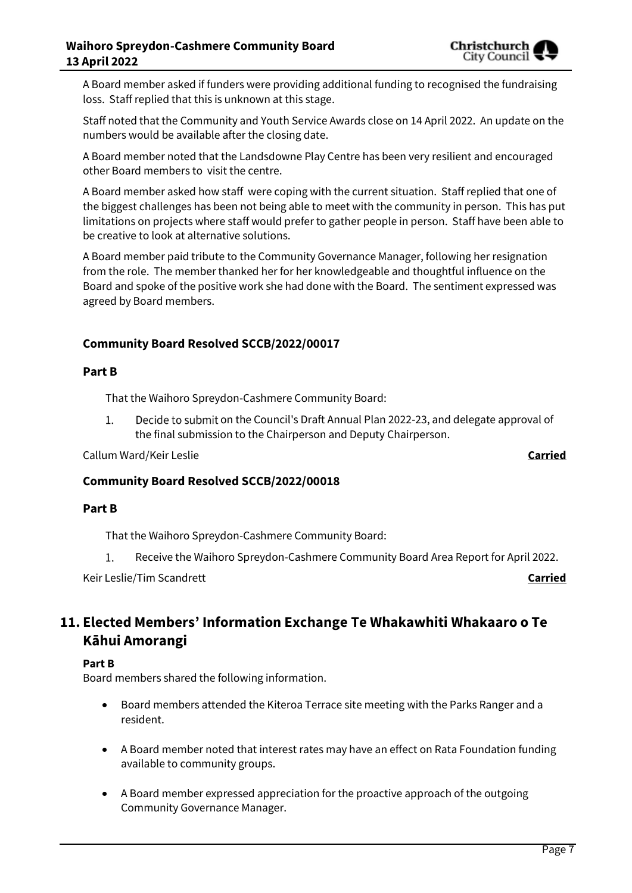A Board member asked if funders were providing additional funding to recognised the fundraising loss. Staff replied that this is unknown at this stage.

Staff noted that the Community and Youth Service Awards close on 14 April 2022. An update on the numbers would be available after the closing date.

A Board member noted that the Landsdowne Play Centre has been very resilient and encouraged other Board members to visit the centre.

A Board member asked how staff were coping with the current situation. Staff replied that one of the biggest challenges has been not being able to meet with the community in person. This has put limitations on projects where staff would prefer to gather people in person. Staff have been able to be creative to look at alternative solutions.

A Board member paid tribute to the Community Governance Manager, following her resignation from the role. The member thanked her for her knowledgeable and thoughtful influence on the Board and spoke of the positive work she had done with the Board. The sentiment expressed was agreed by Board members.

### Community Board Resolved SCCB/2022/00017

**Part B**

That the Waihoro Spreydon-Cashmere Community Board:

1. Decide to submit on the Council's Draft Annual Plan 2022-23, and delegate approval of the final submission to the Chairperson and Deputy Chairperson.

Callum Ward/Keir Leslie **Carried**

### Community Board Resolved SCCB/2022/00018

**Part B**

That the Waihoro Spreydon-Cashmere Community Board:

1. Receive the Waihoro Spreydon-Cashmere Community Board Area Report for April 2022.

Keir Leslie/Tim Scandrett **Carried**

## 11. Elected Members' Information Exchange Te Whakawhiti Whakaaro o Te Kāhui Amorangi

**Part B**

Board members shared the following information.

- Board members attended the Kiteroa Terrace site meeting with the Parks Ranger and a resident.
- A Board member noted that interest rates may have an effect on Rata Foundation funding available to community groups.
- A Board member expressed appreciation for the proactive approach of the outgoing Community Governance Manager.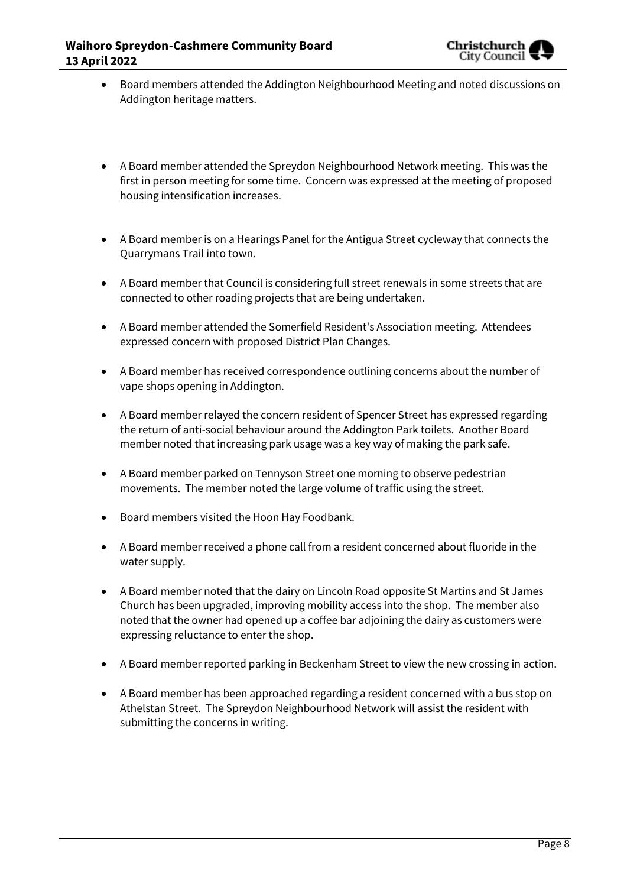- Board members attended the Addington Neighbourhood Meeting and noted discussions on Addington heritage matters.

- A Board member attended the Spreydon Neighbourhood Network meeting. This was the first in person meeting for some time. Concern was expressed at the meeting of proposed housing intensification increases.

- A Board member is on a Hearings Panel for the Antigua Street cycleway that connects the Quarrymans Trail into town.

- A Board member that Council is considering full street renewals in some streets that are connected to other roading projects that are being undertaken.

- A Board member attended the Somerfield Resident's Association meeting. Attendees expressed concern with proposed District Plan Changes.

- A Board member has received correspondence outlining concerns about the number of vape shops opening in Addington.

- A Board member relayed the concern resident of Spencer Street has expressed regarding the return of anti-social behaviour around the Addington Park toilets. Another Board member noted that increasing park usage was a key way of making the park safe.

- A Board member parked on Tennyson Street one morning to observe pedestrian movements. The member noted the large volume of traffic using the street.

- Board members visited the Hoon Hay Foodbank.

- A Board member received a phone call from a resident concerned about fluoride in the water supply.

- A Board member noted that the dairy on Lincoln Road opposite St Martins and St James Church has been upgraded, improving mobility access into the shop. The member also noted that the owner had opened up a coffee bar adjoining the dairy as customers were expressing reluctance to enter the shop.

- A Board member reported parking in Beckenham Street to view the new crossing in action.

- A Board member has been approached regarding a resident concerned with a bus stop on Athelstan Street. The Spreydon Neighbourhood Network will assist the resident with submitting the concerns in writing.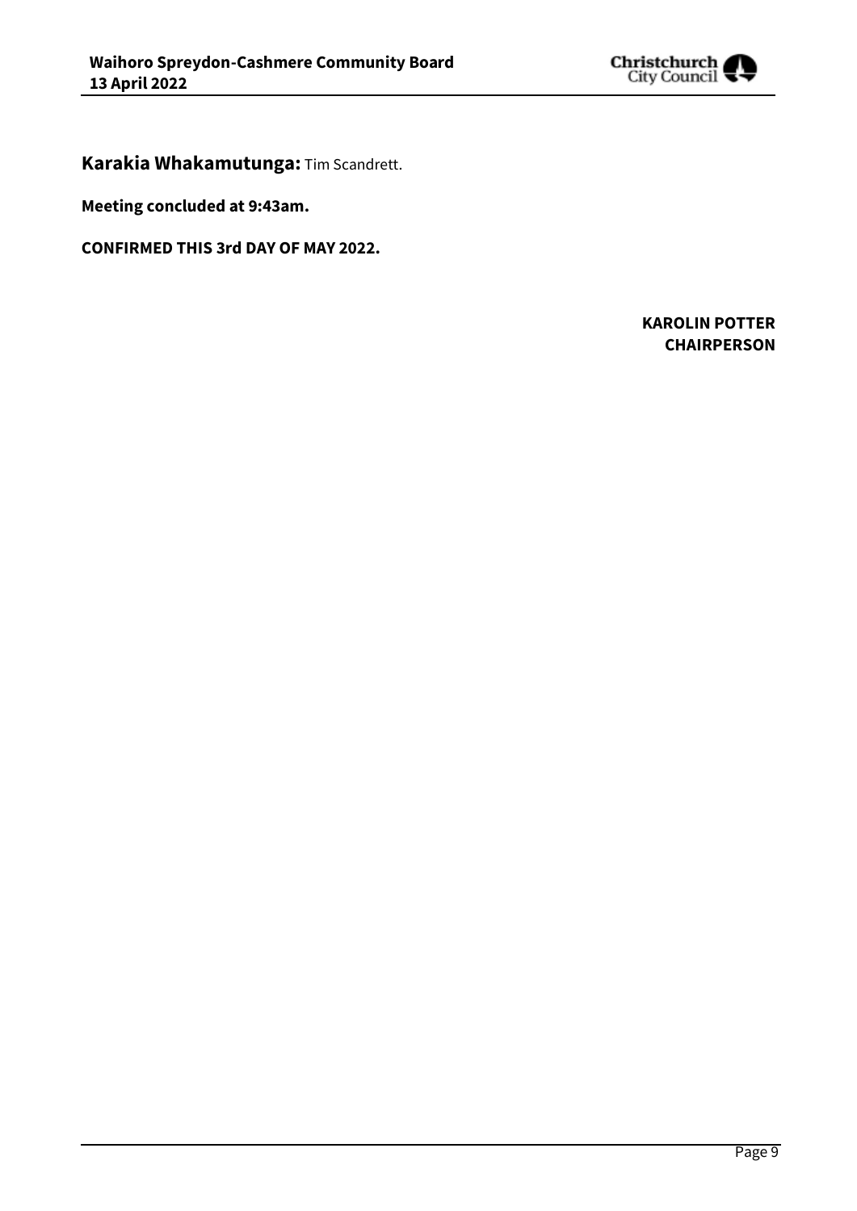**Karakia Whakamutunga:** Tim Scandrett.

**Meeting concluded at 9:43am.**

**CONFIRMED THIS 3rd DAY OF MAY 2022.**

**KAROLIN POTTER**
**CHAIRPERSON**